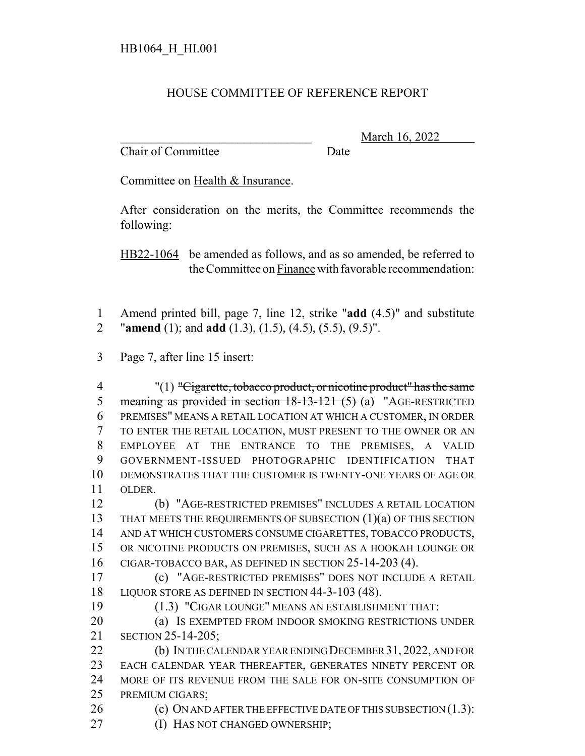HB1064_H_HI.001

# HOUSE COMMITTEE OF REFERENCE REPORT

________________________________ March 16, 2022

Chair of Committee Date

Committee on Health & Insurance.

After consideration on the merits, the Committee recommends the following:

HB22-1064 be amended as follows, and as so amended, be referred to the Committee on Finance with favorable recommendation:

1 Amend printed bill, page 7, line 12, strike "**add** (4.5)" and substitute
2 "**amend** (1); and **add** (1.3), (1.5), (4.5), (5.5), (9.5)".

3 Page 7, after line 15 insert:

4 "(1) ~~"Cigarette, tobacco product, or nicotine product" has the same~~
5 ~~meaning as provided in section 18-13-121 (5)~~ (a) "AGE-RESTRICTED
6 PREMISES" MEANS A RETAIL LOCATION AT WHICH A CUSTOMER, IN ORDER
7 TO ENTER THE RETAIL LOCATION, MUST PRESENT TO THE OWNER OR AN
8 EMPLOYEE AT THE ENTRANCE TO THE PREMISES, A VALID
9 GOVERNMENT-ISSUED PHOTOGRAPHIC IDENTIFICATION THAT
10 DEMONSTRATES THAT THE CUSTOMER IS TWENTY-ONE YEARS OF AGE OR
11 OLDER.

12 (b) "AGE-RESTRICTED PREMISES" INCLUDES A RETAIL LOCATION
13 THAT MEETS THE REQUIREMENTS OF SUBSECTION (1)(a) OF THIS SECTION
14 AND AT WHICH CUSTOMERS CONSUME CIGARETTES, TOBACCO PRODUCTS,
15 OR NICOTINE PRODUCTS ON PREMISES, SUCH AS A HOOKAH LOUNGE OR
16 CIGAR-TOBACCO BAR, AS DEFINED IN SECTION 25-14-203 (4).

17 (c) "AGE-RESTRICTED PREMISES" DOES NOT INCLUDE A RETAIL
18 LIQUOR STORE AS DEFINED IN SECTION 44-3-103 (48).

19 (1.3) "CIGAR LOUNGE" MEANS AN ESTABLISHMENT THAT:

20 (a) IS EXEMPTED FROM INDOOR SMOKING RESTRICTIONS UNDER
21 SECTION 25-14-205;

22 (b) IN THE CALENDAR YEAR ENDING DECEMBER 31, 2022, AND FOR
23 EACH CALENDAR YEAR THEREAFTER, GENERATES NINETY PERCENT OR
24 MORE OF ITS REVENUE FROM THE SALE FOR ON-SITE CONSUMPTION OF
25 PREMIUM CIGARS;

26 (c) ON AND AFTER THE EFFECTIVE DATE OF THIS SUBSECTION (1.3):

27 (I) HAS NOT CHANGED OWNERSHIP;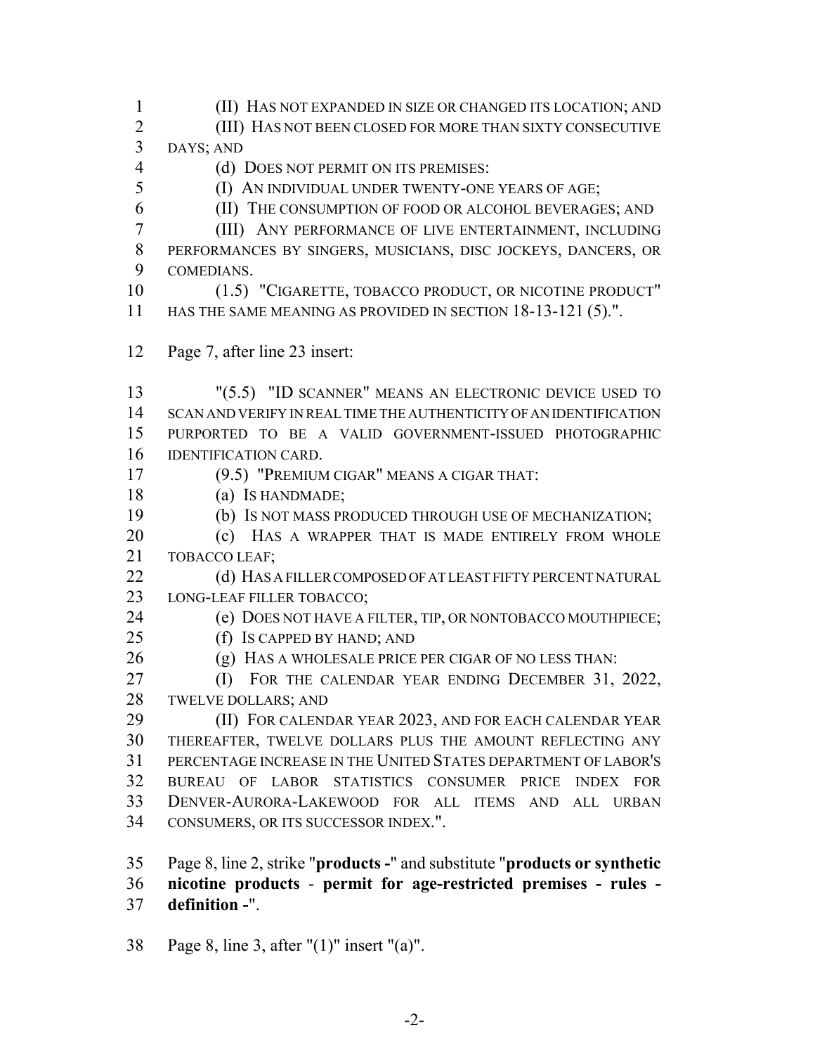(II) HAS NOT EXPANDED IN SIZE OR CHANGED ITS LOCATION; AND

(III) HAS NOT BEEN CLOSED FOR MORE THAN SIXTY CONSECUTIVE DAYS; AND

(d) DOES NOT PERMIT ON ITS PREMISES:

(I) AN INDIVIDUAL UNDER TWENTY-ONE YEARS OF AGE;

(II) THE CONSUMPTION OF FOOD OR ALCOHOL BEVERAGES; AND

(III) ANY PERFORMANCE OF LIVE ENTERTAINMENT, INCLUDING PERFORMANCES BY SINGERS, MUSICIANS, DISC JOCKEYS, DANCERS, OR COMEDIANS.

(1.5) "CIGARETTE, TOBACCO PRODUCT, OR NICOTINE PRODUCT" HAS THE SAME MEANING AS PROVIDED IN SECTION 18-13-121 (5).".

Page 7, after line 23 insert:

"(5.5) "ID SCANNER" MEANS AN ELECTRONIC DEVICE USED TO SCAN AND VERIFY IN REAL TIME THE AUTHENTICITY OF AN IDENTIFICATION PURPORTED TO BE A VALID GOVERNMENT-ISSUED PHOTOGRAPHIC IDENTIFICATION CARD.

(9.5) "PREMIUM CIGAR" MEANS A CIGAR THAT:

(a) IS HANDMADE;

(b) IS NOT MASS PRODUCED THROUGH USE OF MECHANIZATION;

(c) HAS A WRAPPER THAT IS MADE ENTIRELY FROM WHOLE TOBACCO LEAF;

(d) HAS A FILLER COMPOSED OF AT LEAST FIFTY PERCENT NATURAL LONG-LEAF FILLER TOBACCO;

(e) DOES NOT HAVE A FILTER, TIP, OR NONTOBACCO MOUTHPIECE;

(f) IS CAPPED BY HAND; AND

(g) HAS A WHOLESALE PRICE PER CIGAR OF NO LESS THAN:

(I) FOR THE CALENDAR YEAR ENDING DECEMBER 31, 2022, TWELVE DOLLARS; AND

(II) FOR CALENDAR YEAR 2023, AND FOR EACH CALENDAR YEAR THEREAFTER, TWELVE DOLLARS PLUS THE AMOUNT REFLECTING ANY PERCENTAGE INCREASE IN THE UNITED STATES DEPARTMENT OF LABOR'S BUREAU OF LABOR STATISTICS CONSUMER PRICE INDEX FOR DENVER-AURORA-LAKEWOOD FOR ALL ITEMS AND ALL URBAN CONSUMERS, OR ITS SUCCESSOR INDEX.".

Page 8, line 2, strike "**products -**" and substitute "**products or synthetic nicotine products** - **permit for age-restricted premises - rules - definition -**".

Page 8, line 3, after "(1)" insert "(a)".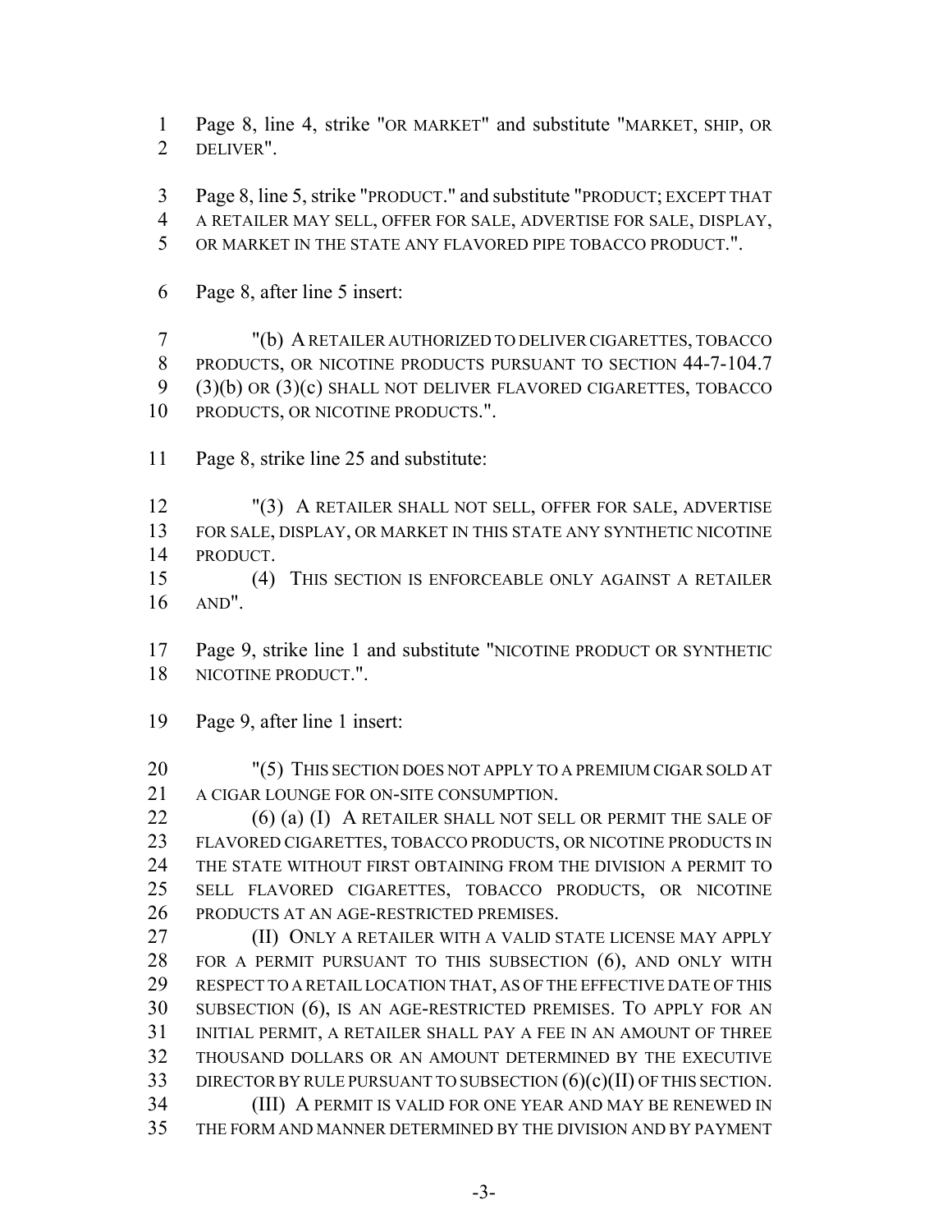Page 8, line 4, strike "OR MARKET" and substitute "MARKET, SHIP, OR DELIVER".

Page 8, line 5, strike "PRODUCT." and substitute "PRODUCT; EXCEPT THAT A RETAILER MAY SELL, OFFER FOR SALE, ADVERTISE FOR SALE, DISPLAY, OR MARKET IN THE STATE ANY FLAVORED PIPE TOBACCO PRODUCT.".

Page 8, after line 5 insert:

"(b) A RETAILER AUTHORIZED TO DELIVER CIGARETTES, TOBACCO PRODUCTS, OR NICOTINE PRODUCTS PURSUANT TO SECTION 44-7-104.7 (3)(b) OR (3)(c) SHALL NOT DELIVER FLAVORED CIGARETTES, TOBACCO PRODUCTS, OR NICOTINE PRODUCTS.".

Page 8, strike line 25 and substitute:

"(3) A RETAILER SHALL NOT SELL, OFFER FOR SALE, ADVERTISE FOR SALE, DISPLAY, OR MARKET IN THIS STATE ANY SYNTHETIC NICOTINE PRODUCT.

(4) THIS SECTION IS ENFORCEABLE ONLY AGAINST A RETAILER AND".

Page 9, strike line 1 and substitute "NICOTINE PRODUCT OR SYNTHETIC NICOTINE PRODUCT.".

Page 9, after line 1 insert:

"(5) THIS SECTION DOES NOT APPLY TO A PREMIUM CIGAR SOLD AT A CIGAR LOUNGE FOR ON-SITE CONSUMPTION.

(6) (a) (I) A RETAILER SHALL NOT SELL OR PERMIT THE SALE OF FLAVORED CIGARETTES, TOBACCO PRODUCTS, OR NICOTINE PRODUCTS IN THE STATE WITHOUT FIRST OBTAINING FROM THE DIVISION A PERMIT TO SELL FLAVORED CIGARETTES, TOBACCO PRODUCTS, OR NICOTINE PRODUCTS AT AN AGE-RESTRICTED PREMISES.

(II) ONLY A RETAILER WITH A VALID STATE LICENSE MAY APPLY FOR A PERMIT PURSUANT TO THIS SUBSECTION (6), AND ONLY WITH RESPECT TO A RETAIL LOCATION THAT, AS OF THE EFFECTIVE DATE OF THIS SUBSECTION (6), IS AN AGE-RESTRICTED PREMISES. TO APPLY FOR AN INITIAL PERMIT, A RETAILER SHALL PAY A FEE IN AN AMOUNT OF THREE THOUSAND DOLLARS OR AN AMOUNT DETERMINED BY THE EXECUTIVE DIRECTOR BY RULE PURSUANT TO SUBSECTION (6)(c)(II) OF THIS SECTION.

(III) A PERMIT IS VALID FOR ONE YEAR AND MAY BE RENEWED IN THE FORM AND MANNER DETERMINED BY THE DIVISION AND BY PAYMENT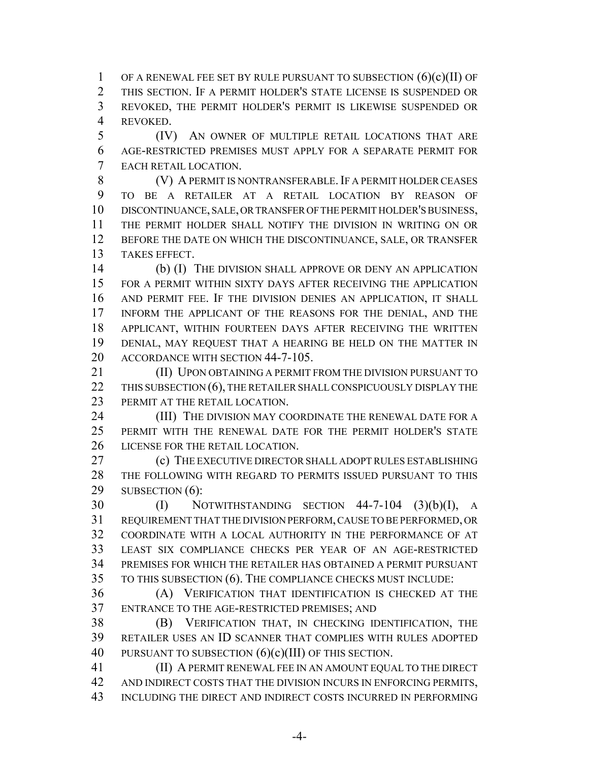OF A RENEWAL FEE SET BY RULE PURSUANT TO SUBSECTION (6)(c)(II) OF THIS SECTION. IF A PERMIT HOLDER'S STATE LICENSE IS SUSPENDED OR REVOKED, THE PERMIT HOLDER'S PERMIT IS LIKEWISE SUSPENDED OR REVOKED.

(IV) AN OWNER OF MULTIPLE RETAIL LOCATIONS THAT ARE AGE-RESTRICTED PREMISES MUST APPLY FOR A SEPARATE PERMIT FOR EACH RETAIL LOCATION.

(V) A PERMIT IS NONTRANSFERABLE. IF A PERMIT HOLDER CEASES TO BE A RETAILER AT A RETAIL LOCATION BY REASON OF DISCONTINUANCE, SALE, OR TRANSFER OF THE PERMIT HOLDER'S BUSINESS, THE PERMIT HOLDER SHALL NOTIFY THE DIVISION IN WRITING ON OR BEFORE THE DATE ON WHICH THE DISCONTINUANCE, SALE, OR TRANSFER TAKES EFFECT.

(b) (I) THE DIVISION SHALL APPROVE OR DENY AN APPLICATION FOR A PERMIT WITHIN SIXTY DAYS AFTER RECEIVING THE APPLICATION AND PERMIT FEE. IF THE DIVISION DENIES AN APPLICATION, IT SHALL INFORM THE APPLICANT OF THE REASONS FOR THE DENIAL, AND THE APPLICANT, WITHIN FOURTEEN DAYS AFTER RECEIVING THE WRITTEN DENIAL, MAY REQUEST THAT A HEARING BE HELD ON THE MATTER IN ACCORDANCE WITH SECTION 44-7-105.

(II) UPON OBTAINING A PERMIT FROM THE DIVISION PURSUANT TO THIS SUBSECTION (6), THE RETAILER SHALL CONSPICUOUSLY DISPLAY THE PERMIT AT THE RETAIL LOCATION.

(III) THE DIVISION MAY COORDINATE THE RENEWAL DATE FOR A PERMIT WITH THE RENEWAL DATE FOR THE PERMIT HOLDER'S STATE LICENSE FOR THE RETAIL LOCATION.

(c) THE EXECUTIVE DIRECTOR SHALL ADOPT RULES ESTABLISHING THE FOLLOWING WITH REGARD TO PERMITS ISSUED PURSUANT TO THIS SUBSECTION (6):

(I) NOTWITHSTANDING SECTION 44-7-104 (3)(b)(I), A REQUIREMENT THAT THE DIVISION PERFORM, CAUSE TO BE PERFORMED, OR COORDINATE WITH A LOCAL AUTHORITY IN THE PERFORMANCE OF AT LEAST SIX COMPLIANCE CHECKS PER YEAR OF AN AGE-RESTRICTED PREMISES FOR WHICH THE RETAILER HAS OBTAINED A PERMIT PURSUANT TO THIS SUBSECTION (6). THE COMPLIANCE CHECKS MUST INCLUDE:

(A) VERIFICATION THAT IDENTIFICATION IS CHECKED AT THE ENTRANCE TO THE AGE-RESTRICTED PREMISES; AND

(B) VERIFICATION THAT, IN CHECKING IDENTIFICATION, THE RETAILER USES AN ID SCANNER THAT COMPLIES WITH RULES ADOPTED PURSUANT TO SUBSECTION (6)(c)(III) OF THIS SECTION.

(II) A PERMIT RENEWAL FEE IN AN AMOUNT EQUAL TO THE DIRECT AND INDIRECT COSTS THAT THE DIVISION INCURS IN ENFORCING PERMITS, INCLUDING THE DIRECT AND INDIRECT COSTS INCURRED IN PERFORMING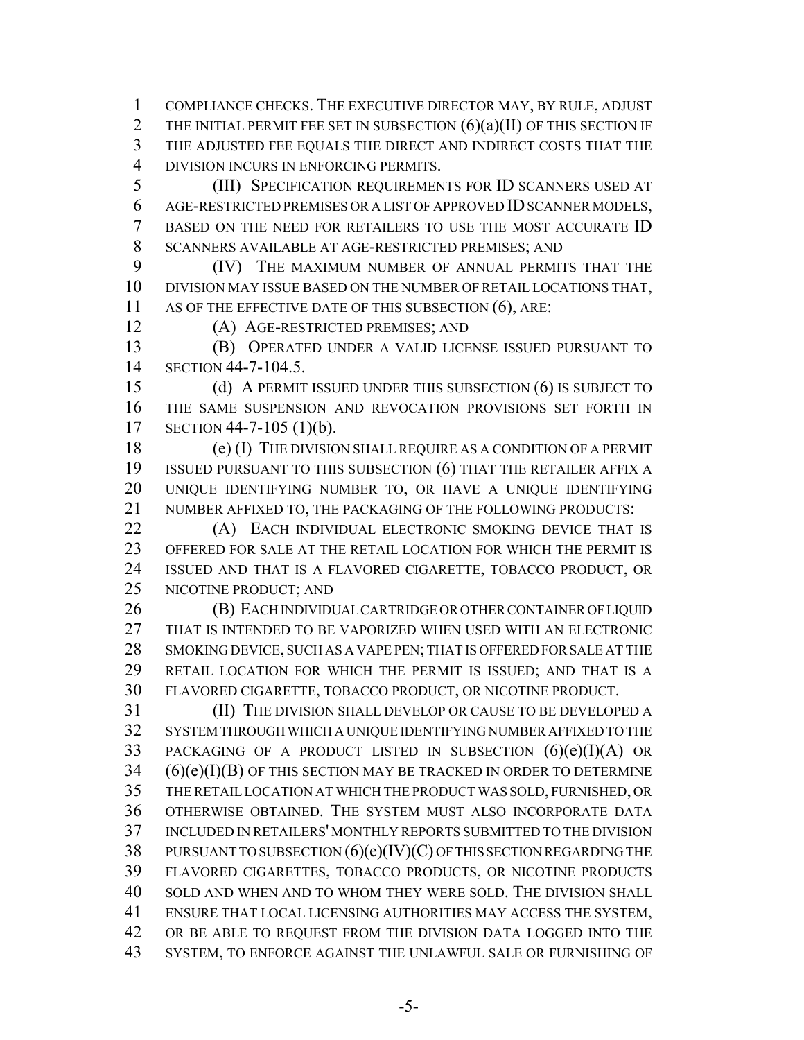COMPLIANCE CHECKS. THE EXECUTIVE DIRECTOR MAY, BY RULE, ADJUST THE INITIAL PERMIT FEE SET IN SUBSECTION (6)(a)(II) OF THIS SECTION IF THE ADJUSTED FEE EQUALS THE DIRECT AND INDIRECT COSTS THAT THE DIVISION INCURS IN ENFORCING PERMITS.

(III) SPECIFICATION REQUIREMENTS FOR ID SCANNERS USED AT AGE-RESTRICTED PREMISES OR A LIST OF APPROVED ID SCANNER MODELS, BASED ON THE NEED FOR RETAILERS TO USE THE MOST ACCURATE ID SCANNERS AVAILABLE AT AGE-RESTRICTED PREMISES; AND

(IV) THE MAXIMUM NUMBER OF ANNUAL PERMITS THAT THE DIVISION MAY ISSUE BASED ON THE NUMBER OF RETAIL LOCATIONS THAT, AS OF THE EFFECTIVE DATE OF THIS SUBSECTION (6), ARE:

(A) AGE-RESTRICTED PREMISES; AND

(B) OPERATED UNDER A VALID LICENSE ISSUED PURSUANT TO SECTION 44-7-104.5.

(d) A PERMIT ISSUED UNDER THIS SUBSECTION (6) IS SUBJECT TO THE SAME SUSPENSION AND REVOCATION PROVISIONS SET FORTH IN SECTION 44-7-105 (1)(b).

(e) (I) THE DIVISION SHALL REQUIRE AS A CONDITION OF A PERMIT ISSUED PURSUANT TO THIS SUBSECTION (6) THAT THE RETAILER AFFIX A UNIQUE IDENTIFYING NUMBER TO, OR HAVE A UNIQUE IDENTIFYING NUMBER AFFIXED TO, THE PACKAGING OF THE FOLLOWING PRODUCTS:

(A) EACH INDIVIDUAL ELECTRONIC SMOKING DEVICE THAT IS OFFERED FOR SALE AT THE RETAIL LOCATION FOR WHICH THE PERMIT IS ISSUED AND THAT IS A FLAVORED CIGARETTE, TOBACCO PRODUCT, OR NICOTINE PRODUCT; AND

(B) EACH INDIVIDUAL CARTRIDGE OR OTHER CONTAINER OF LIQUID THAT IS INTENDED TO BE VAPORIZED WHEN USED WITH AN ELECTRONIC SMOKING DEVICE, SUCH AS A VAPE PEN; THAT IS OFFERED FOR SALE AT THE RETAIL LOCATION FOR WHICH THE PERMIT IS ISSUED; AND THAT IS A FLAVORED CIGARETTE, TOBACCO PRODUCT, OR NICOTINE PRODUCT.

(II) THE DIVISION SHALL DEVELOP OR CAUSE TO BE DEVELOPED A SYSTEM THROUGH WHICH A UNIQUE IDENTIFYING NUMBER AFFIXED TO THE PACKAGING OF A PRODUCT LISTED IN SUBSECTION (6)(e)(I)(A) OR (6)(e)(I)(B) OF THIS SECTION MAY BE TRACKED IN ORDER TO DETERMINE THE RETAIL LOCATION AT WHICH THE PRODUCT WAS SOLD, FURNISHED, OR OTHERWISE OBTAINED. THE SYSTEM MUST ALSO INCORPORATE DATA INCLUDED IN RETAILERS' MONTHLY REPORTS SUBMITTED TO THE DIVISION PURSUANT TO SUBSECTION (6)(e)(IV)(C) OF THIS SECTION REGARDING THE FLAVORED CIGARETTES, TOBACCO PRODUCTS, OR NICOTINE PRODUCTS SOLD AND WHEN AND TO WHOM THEY WERE SOLD. THE DIVISION SHALL ENSURE THAT LOCAL LICENSING AUTHORITIES MAY ACCESS THE SYSTEM, OR BE ABLE TO REQUEST FROM THE DIVISION DATA LOGGED INTO THE SYSTEM, TO ENFORCE AGAINST THE UNLAWFUL SALE OR FURNISHING OF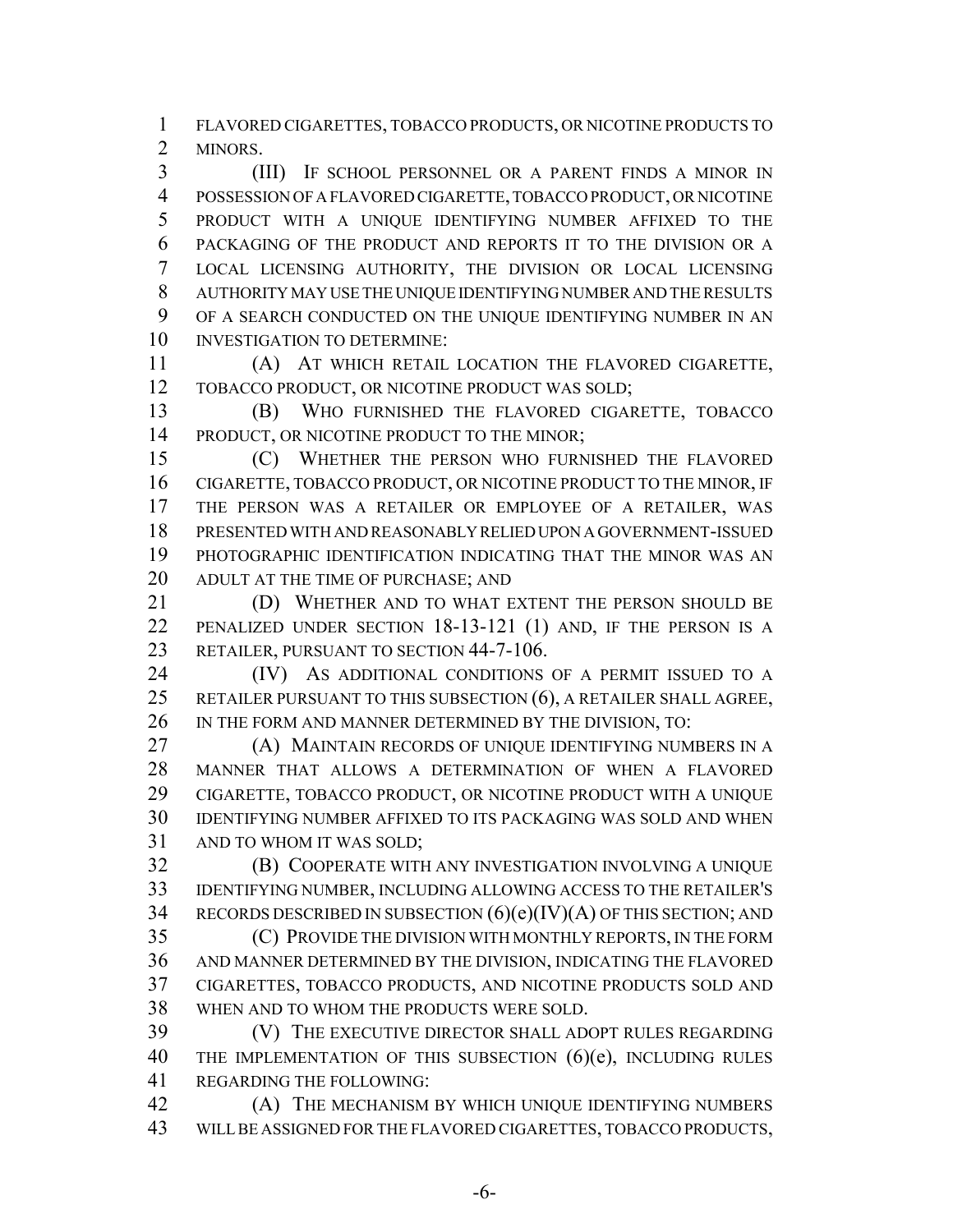FLAVORED CIGARETTES, TOBACCO PRODUCTS, OR NICOTINE PRODUCTS TO MINORS.

(III) IF SCHOOL PERSONNEL OR A PARENT FINDS A MINOR IN POSSESSION OF A FLAVORED CIGARETTE, TOBACCO PRODUCT, OR NICOTINE PRODUCT WITH A UNIQUE IDENTIFYING NUMBER AFFIXED TO THE PACKAGING OF THE PRODUCT AND REPORTS IT TO THE DIVISION OR A LOCAL LICENSING AUTHORITY, THE DIVISION OR LOCAL LICENSING AUTHORITY MAY USE THE UNIQUE IDENTIFYING NUMBER AND THE RESULTS OF A SEARCH CONDUCTED ON THE UNIQUE IDENTIFYING NUMBER IN AN INVESTIGATION TO DETERMINE:

(A) AT WHICH RETAIL LOCATION THE FLAVORED CIGARETTE, TOBACCO PRODUCT, OR NICOTINE PRODUCT WAS SOLD;

(B) WHO FURNISHED THE FLAVORED CIGARETTE, TOBACCO PRODUCT, OR NICOTINE PRODUCT TO THE MINOR;

(C) WHETHER THE PERSON WHO FURNISHED THE FLAVORED CIGARETTE, TOBACCO PRODUCT, OR NICOTINE PRODUCT TO THE MINOR, IF THE PERSON WAS A RETAILER OR EMPLOYEE OF A RETAILER, WAS PRESENTED WITH AND REASONABLY RELIED UPON A GOVERNMENT-ISSUED PHOTOGRAPHIC IDENTIFICATION INDICATING THAT THE MINOR WAS AN ADULT AT THE TIME OF PURCHASE; AND

(D) WHETHER AND TO WHAT EXTENT THE PERSON SHOULD BE PENALIZED UNDER SECTION 18-13-121 (1) AND, IF THE PERSON IS A RETAILER, PURSUANT TO SECTION 44-7-106.

(IV) AS ADDITIONAL CONDITIONS OF A PERMIT ISSUED TO A RETAILER PURSUANT TO THIS SUBSECTION (6), A RETAILER SHALL AGREE, IN THE FORM AND MANNER DETERMINED BY THE DIVISION, TO:

(A) MAINTAIN RECORDS OF UNIQUE IDENTIFYING NUMBERS IN A MANNER THAT ALLOWS A DETERMINATION OF WHEN A FLAVORED CIGARETTE, TOBACCO PRODUCT, OR NICOTINE PRODUCT WITH A UNIQUE IDENTIFYING NUMBER AFFIXED TO ITS PACKAGING WAS SOLD AND WHEN AND TO WHOM IT WAS SOLD;

(B) COOPERATE WITH ANY INVESTIGATION INVOLVING A UNIQUE IDENTIFYING NUMBER, INCLUDING ALLOWING ACCESS TO THE RETAILER'S RECORDS DESCRIBED IN SUBSECTION (6)(e)(IV)(A) OF THIS SECTION; AND

(C) PROVIDE THE DIVISION WITH MONTHLY REPORTS, IN THE FORM AND MANNER DETERMINED BY THE DIVISION, INDICATING THE FLAVORED CIGARETTES, TOBACCO PRODUCTS, AND NICOTINE PRODUCTS SOLD AND WHEN AND TO WHOM THE PRODUCTS WERE SOLD.

(V) THE EXECUTIVE DIRECTOR SHALL ADOPT RULES REGARDING THE IMPLEMENTATION OF THIS SUBSECTION (6)(e), INCLUDING RULES REGARDING THE FOLLOWING:

(A) THE MECHANISM BY WHICH UNIQUE IDENTIFYING NUMBERS WILL BE ASSIGNED FOR THE FLAVORED CIGARETTES, TOBACCO PRODUCTS,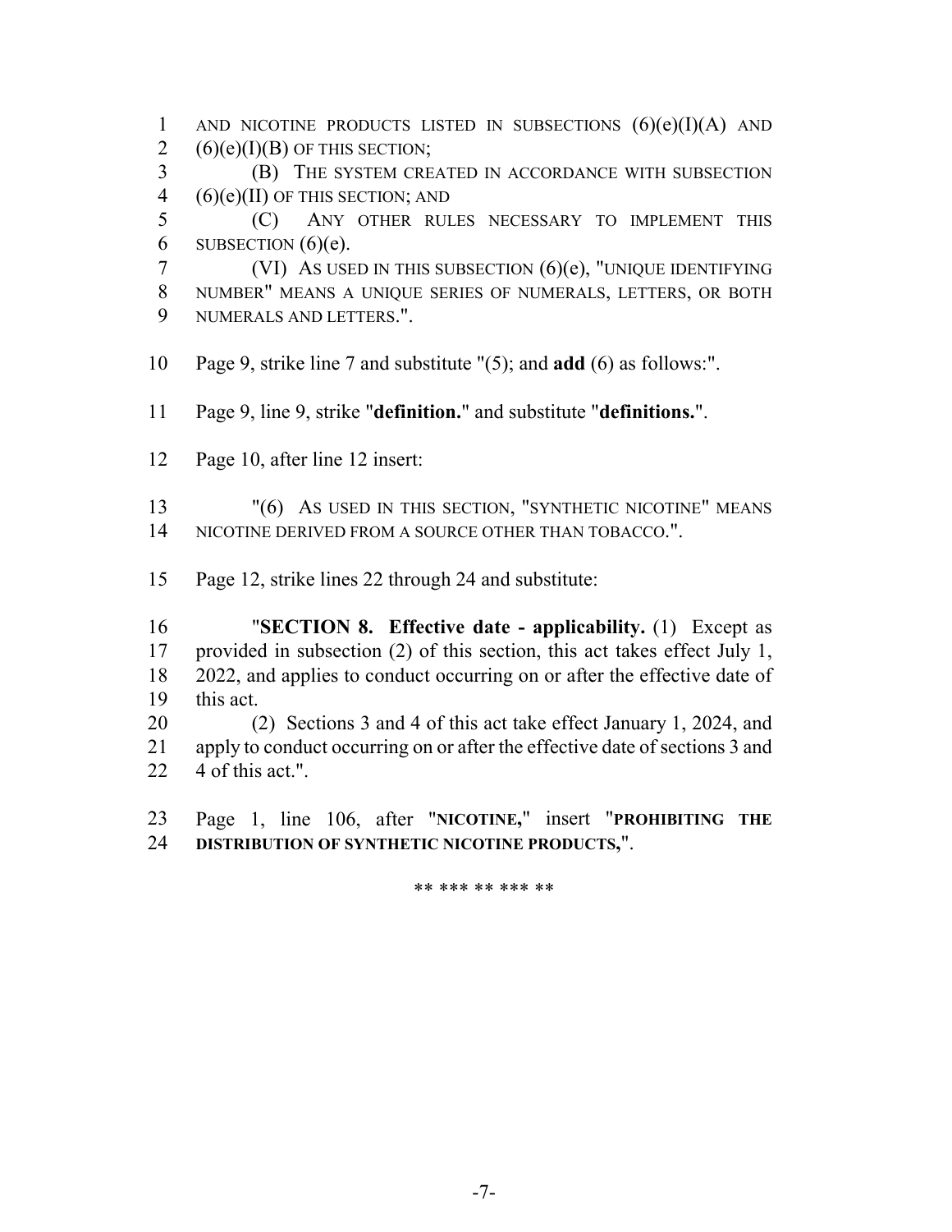AND NICOTINE PRODUCTS LISTED IN SUBSECTIONS (6)(e)(I)(A) AND (6)(e)(I)(B) OF THIS SECTION;

(B) THE SYSTEM CREATED IN ACCORDANCE WITH SUBSECTION (6)(e)(II) OF THIS SECTION; AND

(C) ANY OTHER RULES NECESSARY TO IMPLEMENT THIS SUBSECTION (6)(e).

(VI) AS USED IN THIS SUBSECTION (6)(e), "UNIQUE IDENTIFYING NUMBER" MEANS A UNIQUE SERIES OF NUMERALS, LETTERS, OR BOTH NUMERALS AND LETTERS.".

Page 9, strike line 7 and substitute "(5); and **add** (6) as follows:".

Page 9, line 9, strike "**definition.**" and substitute "**definitions.**".

Page 10, after line 12 insert:

"(6) AS USED IN THIS SECTION, "SYNTHETIC NICOTINE" MEANS NICOTINE DERIVED FROM A SOURCE OTHER THAN TOBACCO.".

Page 12, strike lines 22 through 24 and substitute:

"**SECTION 8. Effective date - applicability.** (1) Except as provided in subsection (2) of this section, this act takes effect July 1, 2022, and applies to conduct occurring on or after the effective date of this act.

(2) Sections 3 and 4 of this act take effect January 1, 2024, and apply to conduct occurring on or after the effective date of sections 3 and 4 of this act.".

Page 1, line 106, after "**NICOTINE,**" insert "**PROHIBITING THE DISTRIBUTION OF SYNTHETIC NICOTINE PRODUCTS,**".

** *** ** *** **